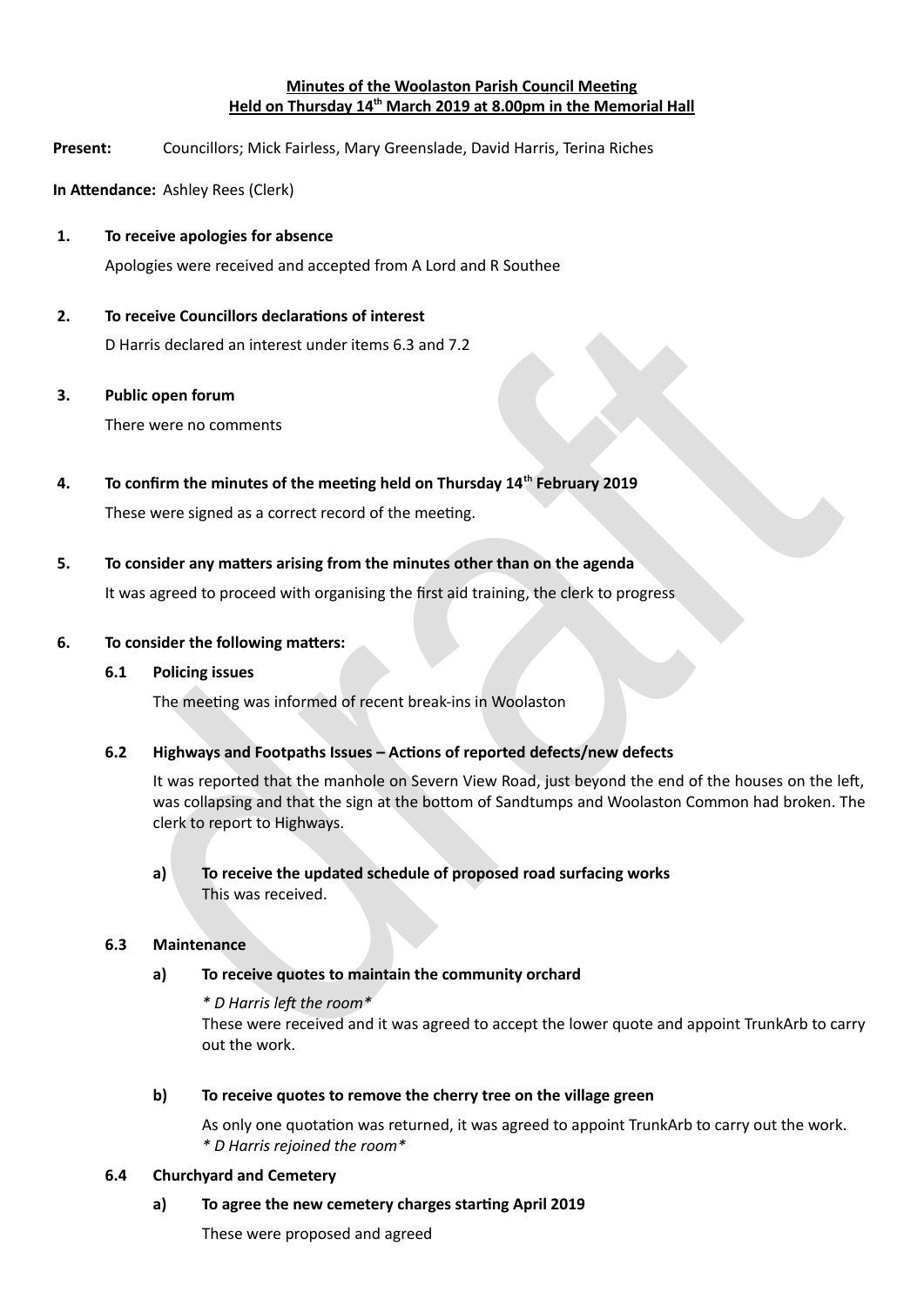**Minutes of the Woolaston Parish Council Meeting**
**Held on Thursday 14th March 2019 at 8.00pm in the Memorial Hall**

**Present:** Councillors; Mick Fairless, Mary Greenslade, David Harris, Terina Riches

**In Attendance:** Ashley Rees (Clerk)

**1. To receive apologies for absence**

Apologies were received and accepted from A Lord and R Southee

**2. To receive Councillors declarations of interest**

D Harris declared an interest under items 6.3 and 7.2

**3. Public open forum**

There were no comments

**4. To confirm the minutes of the meeting held on Thursday 14th February 2019**

These were signed as a correct record of the meeting.

**5. To consider any matters arising from the minutes other than on the agenda**

It was agreed to proceed with organising the first aid training, the clerk to progress

**6. To consider the following matters:**

**6.1 Policing issues**

The meeting was informed of recent break-ins in Woolaston

**6.2 Highways and Footpaths Issues – Actions of reported defects/new defects**

It was reported that the manhole on Severn View Road, just beyond the end of the houses on the left, was collapsing and that the sign at the bottom of Sandtumps and Woolaston Common had broken. The clerk to report to Highways.

**a) To receive the updated schedule of proposed road surfacing works**
This was received.

**6.3 Maintenance**

**a) To receive quotes to maintain the community orchard**

*\* D Harris left the room\**
These were received and it was agreed to accept the lower quote and appoint TrunkArb to carry out the work.

**b) To receive quotes to remove the cherry tree on the village green**

As only one quotation was returned, it was agreed to appoint TrunkArb to carry out the work.
*\* D Harris rejoined the room\**

**6.4 Churchyard and Cemetery**

**a) To agree the new cemetery charges starting April 2019**

These were proposed and agreed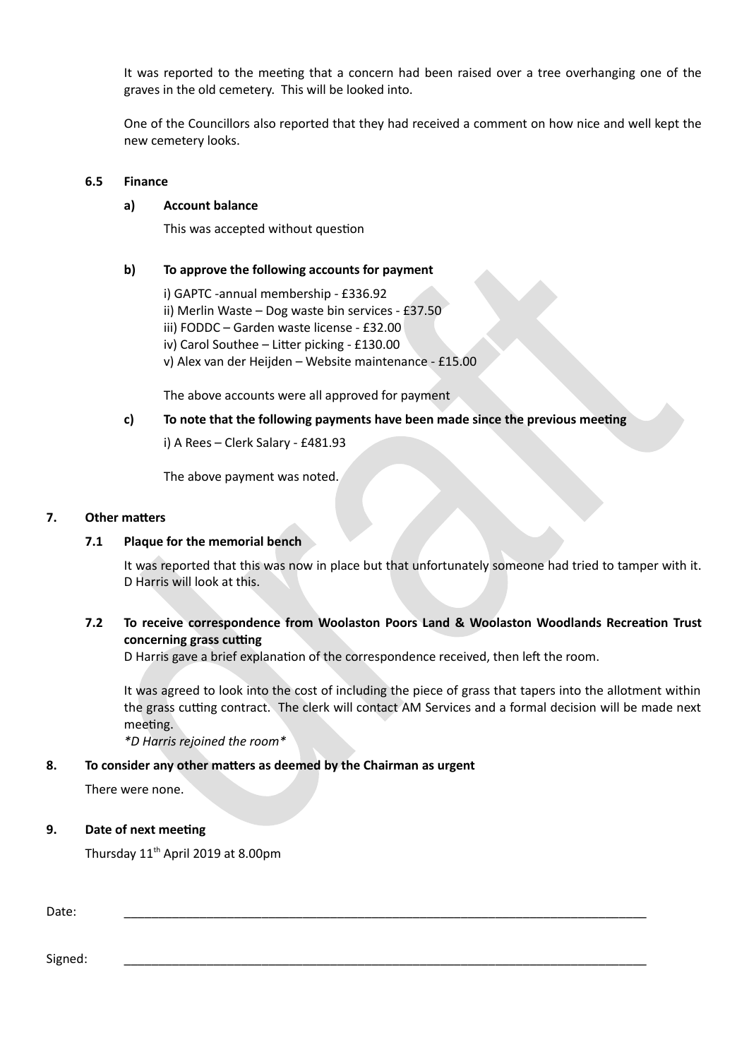It was reported to the meeting that a concern had been raised over a tree overhanging one of the graves in the old cemetery. This will be looked into.

One of the Councillors also reported that they had received a comment on how nice and well kept the new cemetery looks.

### 6.5 Finance

#### a) Account balance

This was accepted without question

#### b) To approve the following accounts for payment

i) GAPTC -annual membership - £336.92
ii) Merlin Waste – Dog waste bin services - £37.50
iii) FODDC – Garden waste license - £32.00
iv) Carol Southee – Litter picking - £130.00
v) Alex van der Heijden – Website maintenance - £15.00

The above accounts were all approved for payment

#### c) To note that the following payments have been made since the previous meeting

i) A Rees – Clerk Salary - £481.93

The above payment was noted.

## 7. Other matters

### 7.1 Plaque for the memorial bench

It was reported that this was now in place but that unfortunately someone had tried to tamper with it. D Harris will look at this.

### 7.2 To receive correspondence from Woolaston Poors Land & Woolaston Woodlands Recreation Trust concerning grass cutting

D Harris gave a brief explanation of the correspondence received, then left the room.

It was agreed to look into the cost of including the piece of grass that tapers into the allotment within the grass cutting contract. The clerk will contact AM Services and a formal decision will be made next meeting.

*\*D Harris rejoined the room\**

## 8. To consider any other matters as deemed by the Chairman as urgent

There were none.

## 9. Date of next meeting

Thursday 11th April 2019 at 8.00pm

Date: \_\_\_\_\_\_\_\_\_\_\_\_\_\_\_\_\_\_\_\_\_\_\_\_\_\_\_\_\_\_\_\_\_\_\_\_\_\_\_\_

Signed: \_\_\_\_\_\_\_\_\_\_\_\_\_\_\_\_\_\_\_\_\_\_\_\_\_\_\_\_\_\_\_\_\_\_\_\_\_\_\_\_